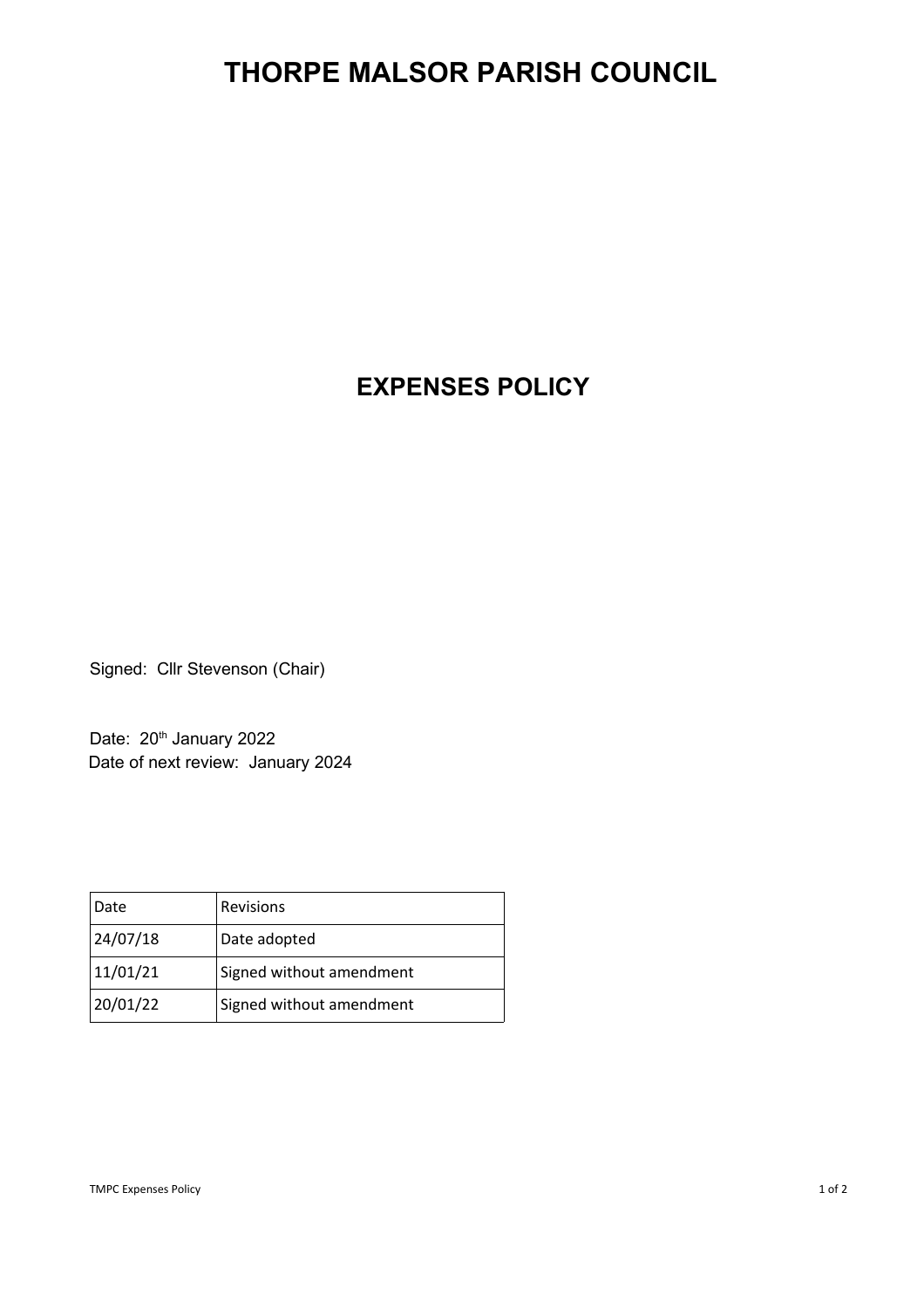# THORPE MALSOR PARISH COUNCIL

## EXPENSES POLICY

Signed: Cllr Stevenson (Chair)

Date: 20th January 2022
Date of next review: January 2024

| Date | Revisions |
| --- | --- |
| 24/07/18 | Date adopted |
| 11/01/21 | Signed without amendment |
| 20/01/22 | Signed without amendment |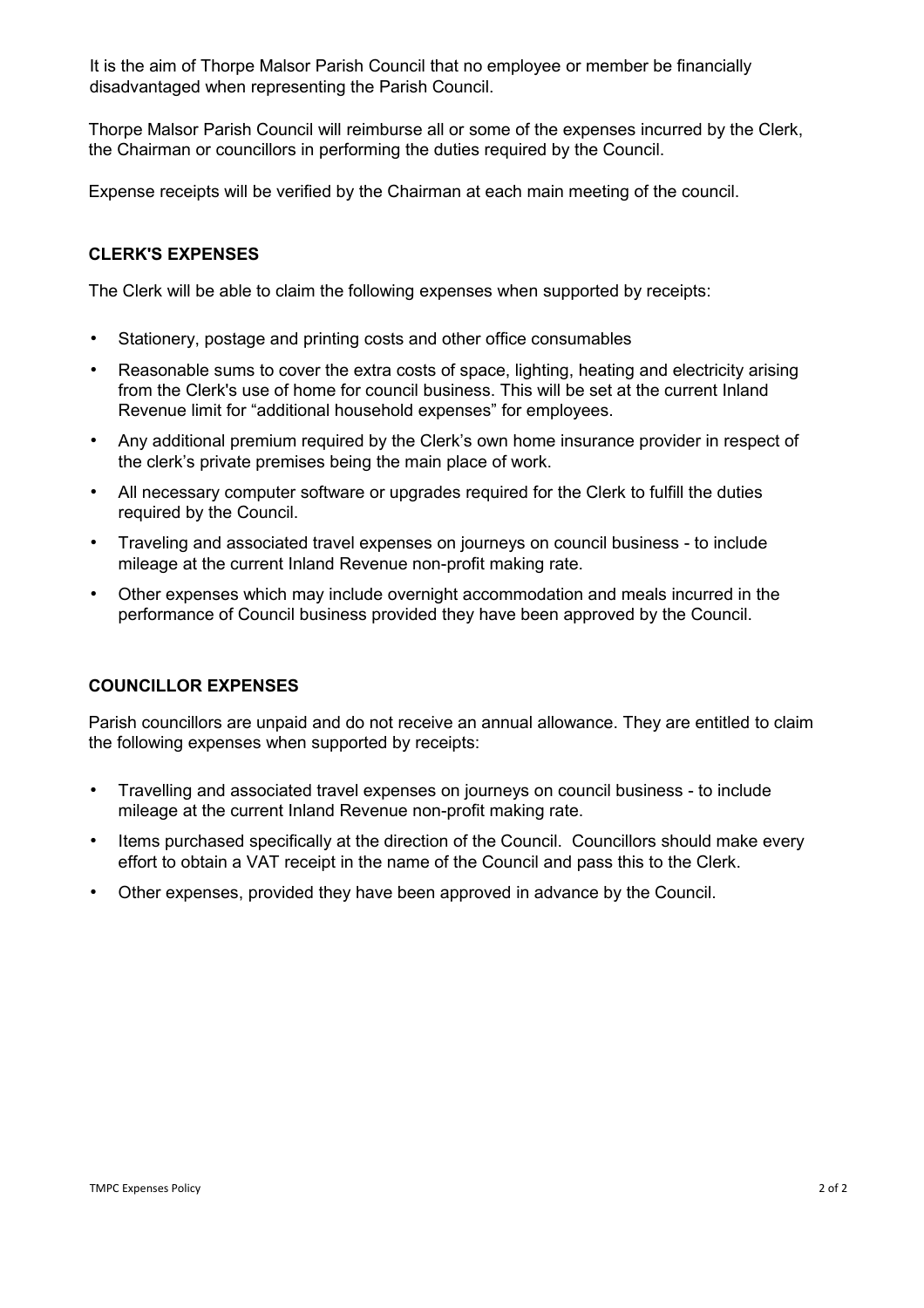It is the aim of Thorpe Malsor Parish Council that no employee or member be financially disadvantaged when representing the Parish Council.

Thorpe Malsor Parish Council will reimburse all or some of the expenses incurred by the Clerk, the Chairman or councillors in performing the duties required by the Council.

Expense receipts will be verified by the Chairman at each main meeting of the council.

## CLERK'S EXPENSES

The Clerk will be able to claim the following expenses when supported by receipts:

- Stationery, postage and printing costs and other office consumables
- Reasonable sums to cover the extra costs of space, lighting, heating and electricity arising from the Clerk's use of home for council business. This will be set at the current Inland Revenue limit for "additional household expenses" for employees.
- Any additional premium required by the Clerk's own home insurance provider in respect of the clerk's private premises being the main place of work.
- All necessary computer software or upgrades required for the Clerk to fulfill the duties required by the Council.
- Traveling and associated travel expenses on journeys on council business - to include mileage at the current Inland Revenue non-profit making rate.
- Other expenses which may include overnight accommodation and meals incurred in the performance of Council business provided they have been approved by the Council.

## COUNCILLOR EXPENSES

Parish councillors are unpaid and do not receive an annual allowance. They are entitled to claim the following expenses when supported by receipts:

- Travelling and associated travel expenses on journeys on council business - to include mileage at the current Inland Revenue non-profit making rate.
- Items purchased specifically at the direction of the Council. Councillors should make every effort to obtain a VAT receipt in the name of the Council and pass this to the Clerk.
- Other expenses, provided they have been approved in advance by the Council.